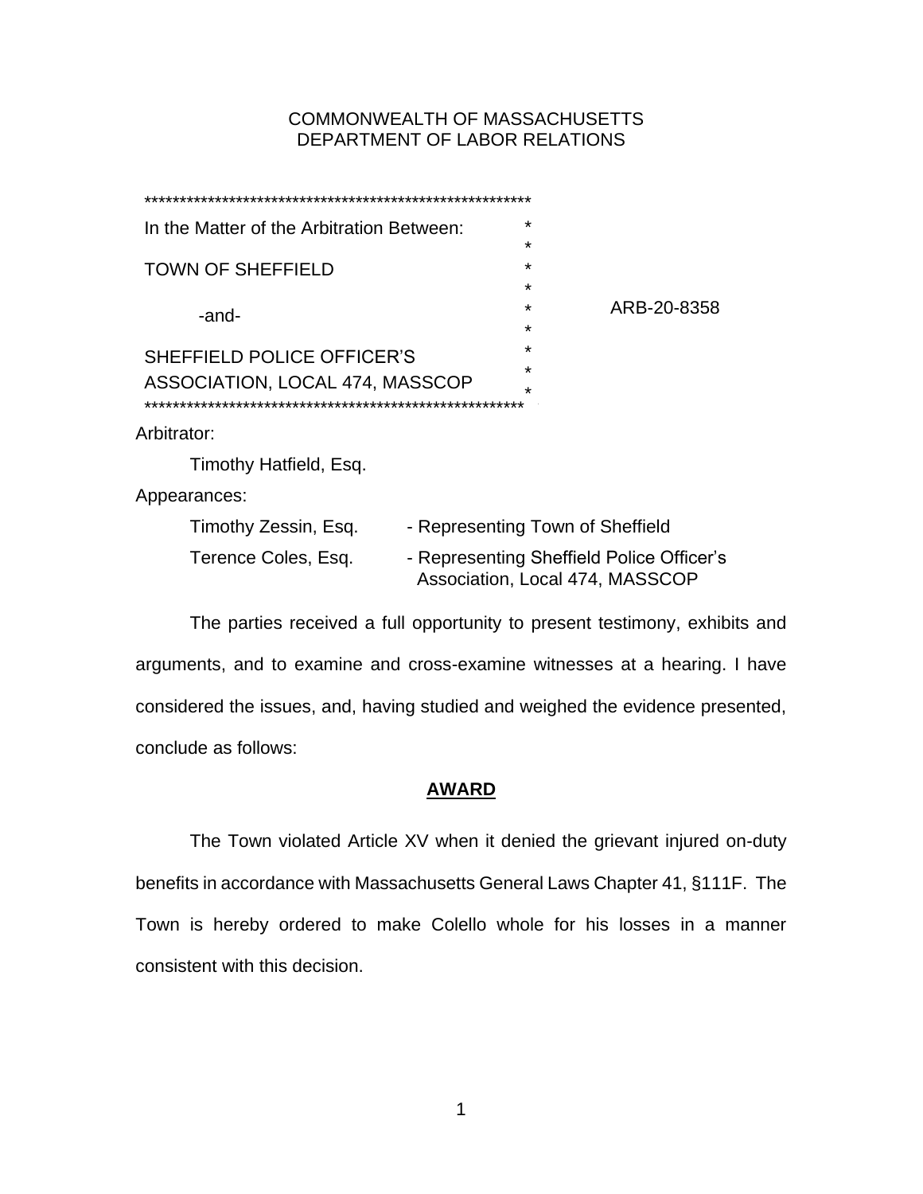COMMONWEALTH OF MASSACHUSETTS
DEPARTMENT OF LABOR RELATIONS

| | |
|---|---|
| In the Matter of the Arbitration Between: | |
| TOWN OF SHEFFIELD | |
| -and- | ARB-20-8358 |
| SHEFFIELD POLICE OFFICER'S ASSOCIATION, LOCAL 474, MASSCOP | |

Arbitrator:

Timothy Hatfield, Esq.

Appearances:

| | |
|---|---|
| Timothy Zessin, Esq. | - Representing Town of Sheffield |
| Terence Coles, Esq. | - Representing Sheffield Police Officer's Association, Local 474, MASSCOP |

The parties received a full opportunity to present testimony, exhibits and arguments, and to examine and cross-examine witnesses at a hearing. I have considered the issues, and, having studied and weighed the evidence presented, conclude as follows:

## **AWARD**

The Town violated Article XV when it denied the grievant injured on-duty benefits in accordance with Massachusetts General Laws Chapter 41, §111F. The Town is hereby ordered to make Colello whole for his losses in a manner consistent with this decision.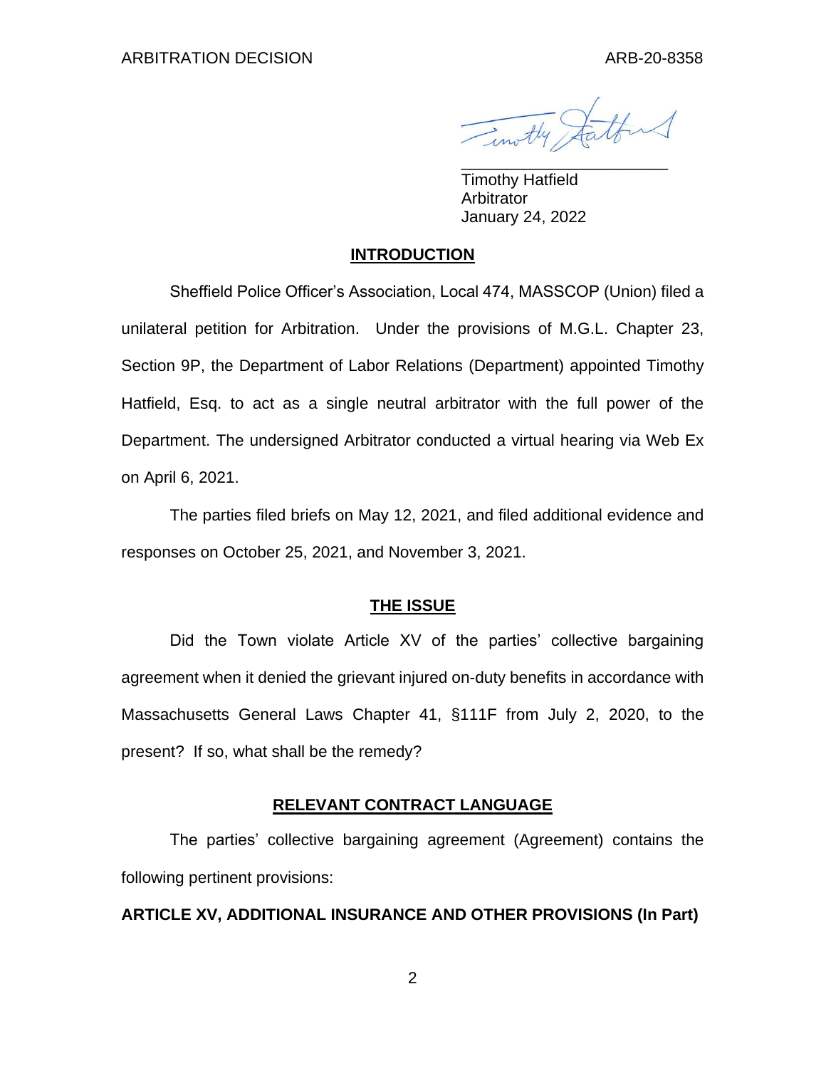Timothy Hatfield
Arbitrator
January 24, 2022

## INTRODUCTION

Sheffield Police Officer's Association, Local 474, MASSCOP (Union) filed a unilateral petition for Arbitration. Under the provisions of M.G.L. Chapter 23, Section 9P, the Department of Labor Relations (Department) appointed Timothy Hatfield, Esq. to act as a single neutral arbitrator with the full power of the Department. The undersigned Arbitrator conducted a virtual hearing via Web Ex on April 6, 2021.

The parties filed briefs on May 12, 2021, and filed additional evidence and responses on October 25, 2021, and November 3, 2021.

## THE ISSUE

Did the Town violate Article XV of the parties' collective bargaining agreement when it denied the grievant injured on-duty benefits in accordance with Massachusetts General Laws Chapter 41, §111F from July 2, 2020, to the present? If so, what shall be the remedy?

## RELEVANT CONTRACT LANGUAGE

The parties' collective bargaining agreement (Agreement) contains the following pertinent provisions:

**ARTICLE XV, ADDITIONAL INSURANCE AND OTHER PROVISIONS (In Part)**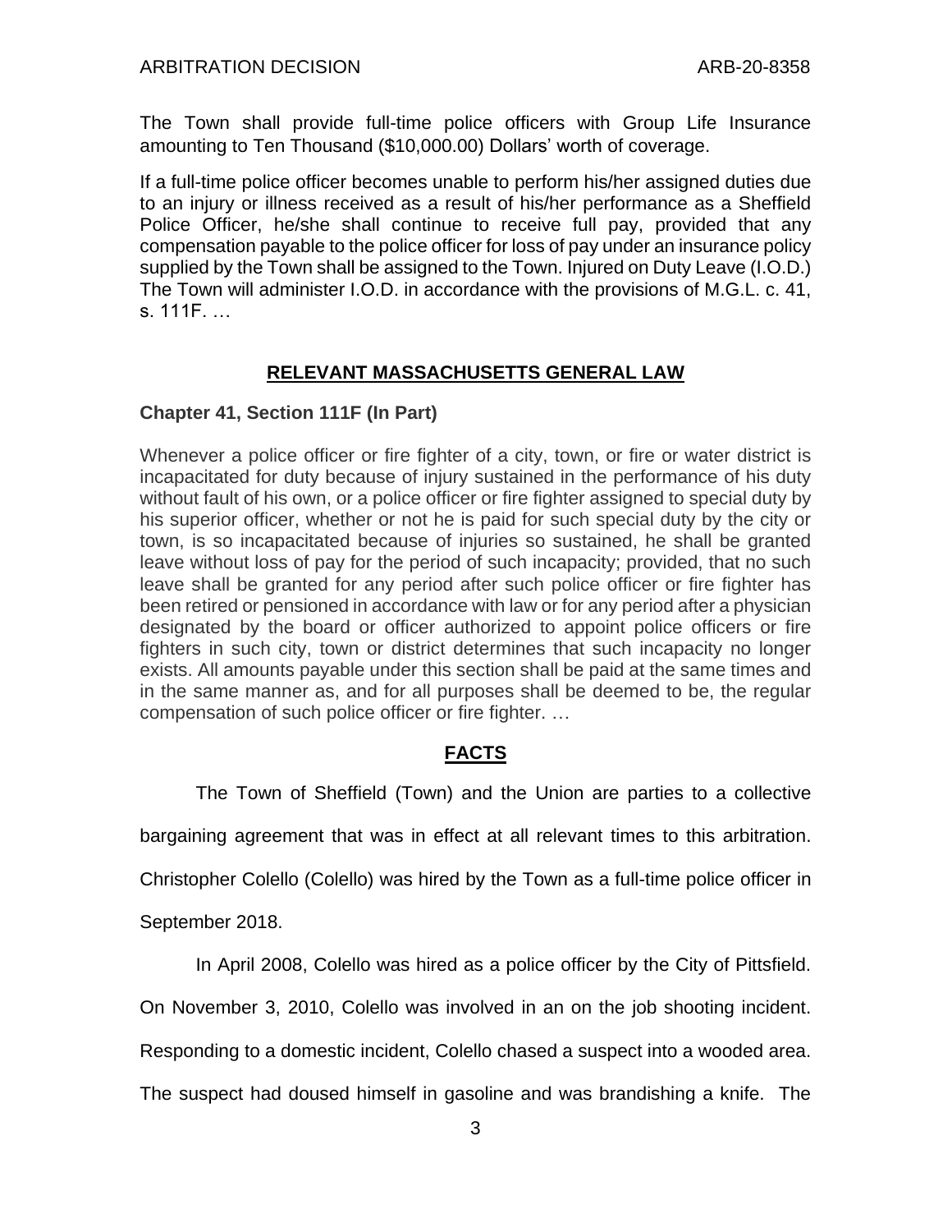The Town shall provide full-time police officers with Group Life Insurance amounting to Ten Thousand ($10,000.00) Dollars' worth of coverage.

If a full-time police officer becomes unable to perform his/her assigned duties due to an injury or illness received as a result of his/her performance as a Sheffield Police Officer, he/she shall continue to receive full pay, provided that any compensation payable to the police officer for loss of pay under an insurance policy supplied by the Town shall be assigned to the Town. Injured on Duty Leave (I.O.D.) The Town will administer I.O.D. in accordance with the provisions of M.G.L. c. 41, s. 111F. …

## RELEVANT MASSACHUSETTS GENERAL LAW

**Chapter 41, Section 111F (In Part)**

Whenever a police officer or fire fighter of a city, town, or fire or water district is incapacitated for duty because of injury sustained in the performance of his duty without fault of his own, or a police officer or fire fighter assigned to special duty by his superior officer, whether or not he is paid for such special duty by the city or town, is so incapacitated because of injuries so sustained, he shall be granted leave without loss of pay for the period of such incapacity; provided, that no such leave shall be granted for any period after such police officer or fire fighter has been retired or pensioned in accordance with law or for any period after a physician designated by the board or officer authorized to appoint police officers or fire fighters in such city, town or district determines that such incapacity no longer exists. All amounts payable under this section shall be paid at the same times and in the same manner as, and for all purposes shall be deemed to be, the regular compensation of such police officer or fire fighter. …

## FACTS

The Town of Sheffield (Town) and the Union are parties to a collective bargaining agreement that was in effect at all relevant times to this arbitration. Christopher Colello (Colello) was hired by the Town as a full-time police officer in September 2018.

In April 2008, Colello was hired as a police officer by the City of Pittsfield. On November 3, 2010, Colello was involved in an on the job shooting incident. Responding to a domestic incident, Colello chased a suspect into a wooded area. The suspect had doused himself in gasoline and was brandishing a knife. The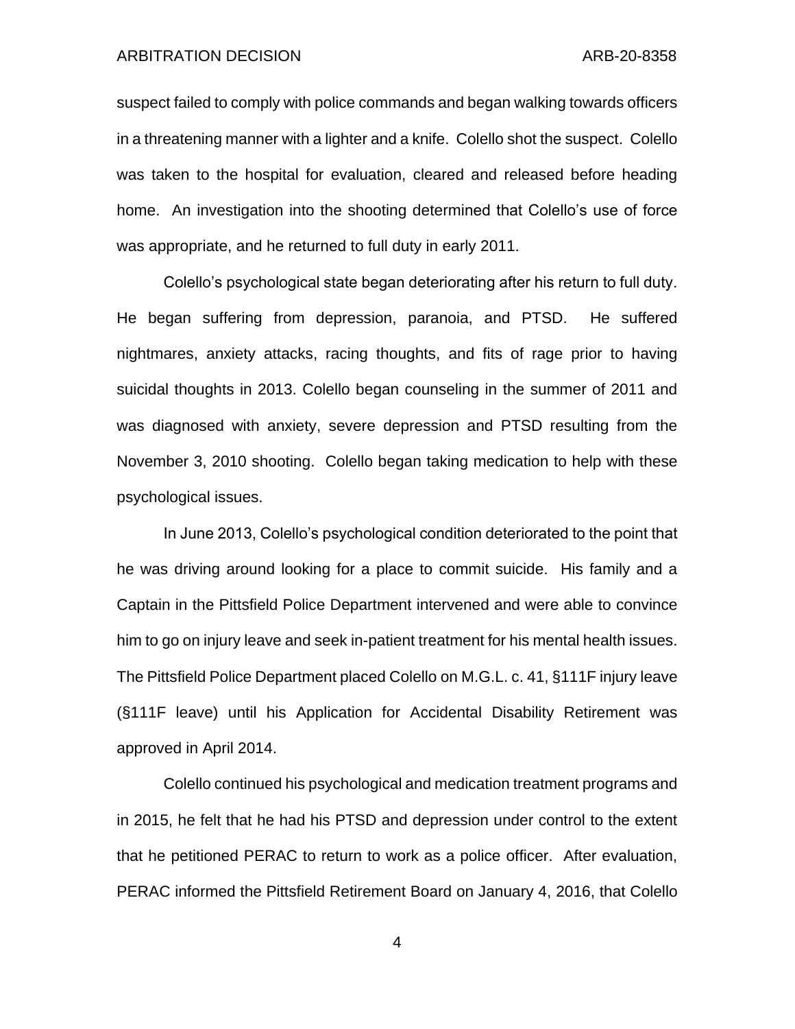suspect failed to comply with police commands and began walking towards officers in a threatening manner with a lighter and a knife. Colello shot the suspect. Colello was taken to the hospital for evaluation, cleared and released before heading home. An investigation into the shooting determined that Colello's use of force was appropriate, and he returned to full duty in early 2011.

Colello's psychological state began deteriorating after his return to full duty. He began suffering from depression, paranoia, and PTSD. He suffered nightmares, anxiety attacks, racing thoughts, and fits of rage prior to having suicidal thoughts in 2013. Colello began counseling in the summer of 2011 and was diagnosed with anxiety, severe depression and PTSD resulting from the November 3, 2010 shooting. Colello began taking medication to help with these psychological issues.

In June 2013, Colello's psychological condition deteriorated to the point that he was driving around looking for a place to commit suicide. His family and a Captain in the Pittsfield Police Department intervened and were able to convince him to go on injury leave and seek in-patient treatment for his mental health issues. The Pittsfield Police Department placed Colello on M.G.L. c. 41, §111F injury leave (§111F leave) until his Application for Accidental Disability Retirement was approved in April 2014.

Colello continued his psychological and medication treatment programs and in 2015, he felt that he had his PTSD and depression under control to the extent that he petitioned PERAC to return to work as a police officer. After evaluation, PERAC informed the Pittsfield Retirement Board on January 4, 2016, that Colello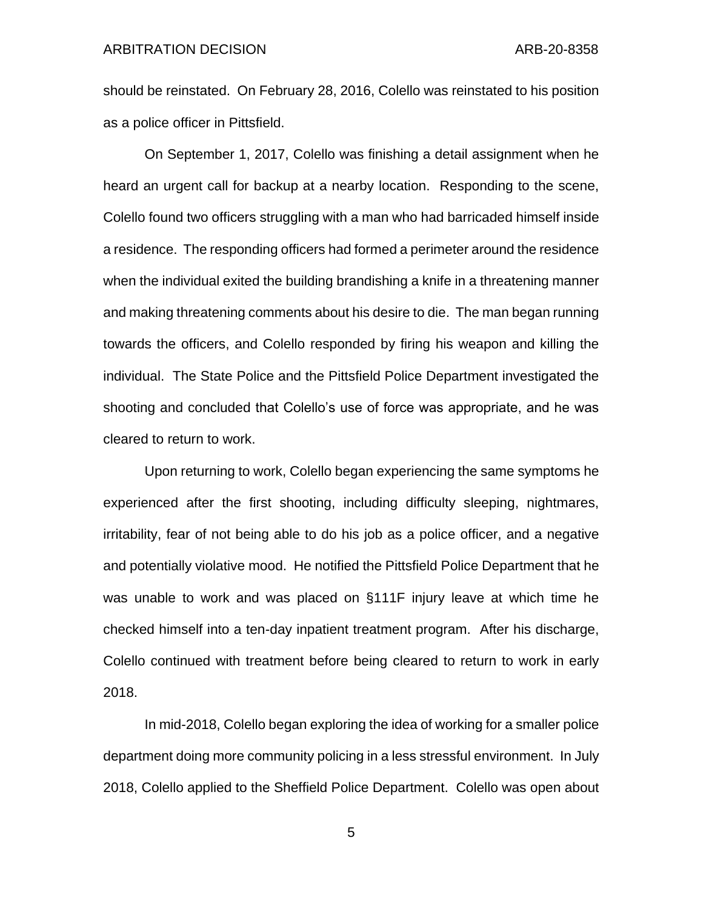should be reinstated. On February 28, 2016, Colello was reinstated to his position as a police officer in Pittsfield.

On September 1, 2017, Colello was finishing a detail assignment when he heard an urgent call for backup at a nearby location. Responding to the scene, Colello found two officers struggling with a man who had barricaded himself inside a residence. The responding officers had formed a perimeter around the residence when the individual exited the building brandishing a knife in a threatening manner and making threatening comments about his desire to die. The man began running towards the officers, and Colello responded by firing his weapon and killing the individual. The State Police and the Pittsfield Police Department investigated the shooting and concluded that Colello's use of force was appropriate, and he was cleared to return to work.

Upon returning to work, Colello began experiencing the same symptoms he experienced after the first shooting, including difficulty sleeping, nightmares, irritability, fear of not being able to do his job as a police officer, and a negative and potentially violative mood. He notified the Pittsfield Police Department that he was unable to work and was placed on §111F injury leave at which time he checked himself into a ten-day inpatient treatment program. After his discharge, Colello continued with treatment before being cleared to return to work in early 2018.

In mid-2018, Colello began exploring the idea of working for a smaller police department doing more community policing in a less stressful environment. In July 2018, Colello applied to the Sheffield Police Department. Colello was open about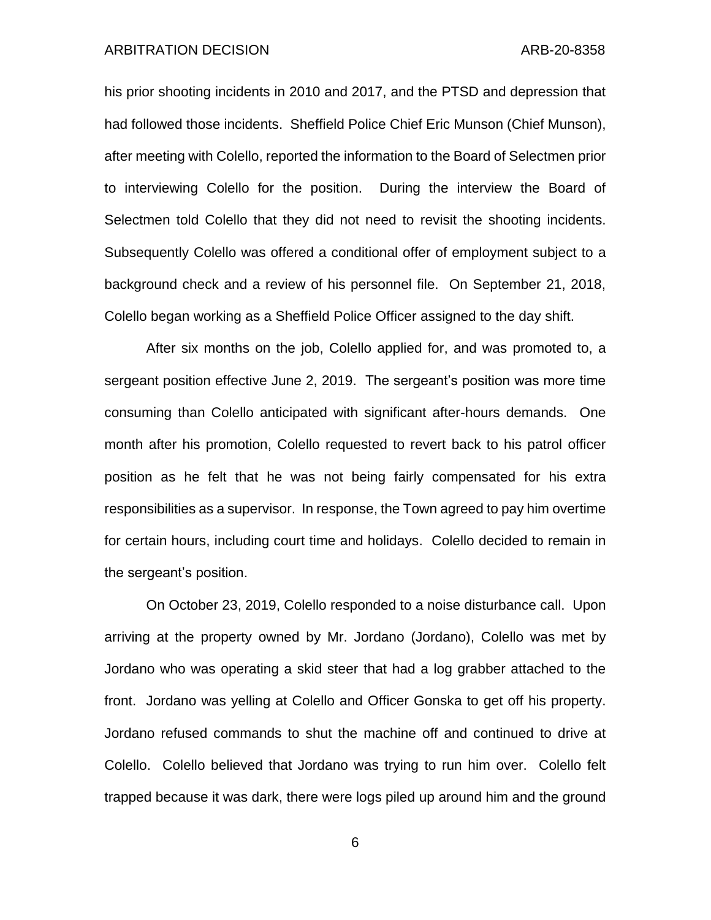his prior shooting incidents in 2010 and 2017, and the PTSD and depression that had followed those incidents. Sheffield Police Chief Eric Munson (Chief Munson), after meeting with Colello, reported the information to the Board of Selectmen prior to interviewing Colello for the position. During the interview the Board of Selectmen told Colello that they did not need to revisit the shooting incidents. Subsequently Colello was offered a conditional offer of employment subject to a background check and a review of his personnel file. On September 21, 2018, Colello began working as a Sheffield Police Officer assigned to the day shift.

After six months on the job, Colello applied for, and was promoted to, a sergeant position effective June 2, 2019. The sergeant's position was more time consuming than Colello anticipated with significant after-hours demands. One month after his promotion, Colello requested to revert back to his patrol officer position as he felt that he was not being fairly compensated for his extra responsibilities as a supervisor. In response, the Town agreed to pay him overtime for certain hours, including court time and holidays. Colello decided to remain in the sergeant's position.

On October 23, 2019, Colello responded to a noise disturbance call. Upon arriving at the property owned by Mr. Jordano (Jordano), Colello was met by Jordano who was operating a skid steer that had a log grabber attached to the front. Jordano was yelling at Colello and Officer Gonska to get off his property. Jordano refused commands to shut the machine off and continued to drive at Colello. Colello believed that Jordano was trying to run him over. Colello felt trapped because it was dark, there were logs piled up around him and the ground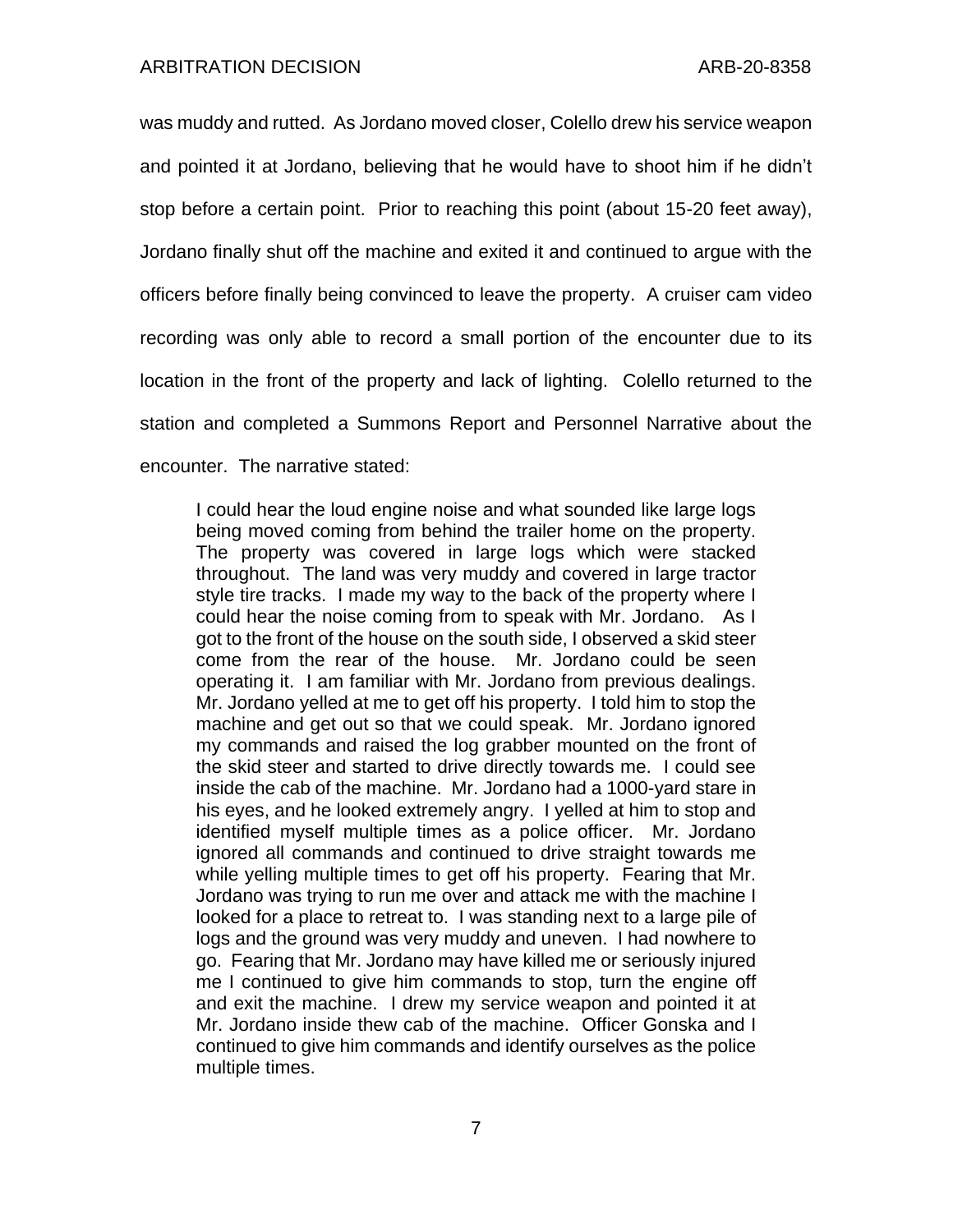was muddy and rutted. As Jordano moved closer, Colello drew his service weapon and pointed it at Jordano, believing that he would have to shoot him if he didn't stop before a certain point. Prior to reaching this point (about 15-20 feet away), Jordano finally shut off the machine and exited it and continued to argue with the officers before finally being convinced to leave the property. A cruiser cam video recording was only able to record a small portion of the encounter due to its location in the front of the property and lack of lighting. Colello returned to the station and completed a Summons Report and Personnel Narrative about the encounter. The narrative stated:

> I could hear the loud engine noise and what sounded like large logs being moved coming from behind the trailer home on the property. The property was covered in large logs which were stacked throughout. The land was very muddy and covered in large tractor style tire tracks. I made my way to the back of the property where I could hear the noise coming from to speak with Mr. Jordano. As I got to the front of the house on the south side, I observed a skid steer come from the rear of the house. Mr. Jordano could be seen operating it. I am familiar with Mr. Jordano from previous dealings. Mr. Jordano yelled at me to get off his property. I told him to stop the machine and get out so that we could speak. Mr. Jordano ignored my commands and raised the log grabber mounted on the front of the skid steer and started to drive directly towards me. I could see inside the cab of the machine. Mr. Jordano had a 1000-yard stare in his eyes, and he looked extremely angry. I yelled at him to stop and identified myself multiple times as a police officer. Mr. Jordano ignored all commands and continued to drive straight towards me while yelling multiple times to get off his property. Fearing that Mr. Jordano was trying to run me over and attack me with the machine I looked for a place to retreat to. I was standing next to a large pile of logs and the ground was very muddy and uneven. I had nowhere to go. Fearing that Mr. Jordano may have killed me or seriously injured me I continued to give him commands to stop, turn the engine off and exit the machine. I drew my service weapon and pointed it at Mr. Jordano inside thew cab of the machine. Officer Gonska and I continued to give him commands and identify ourselves as the police multiple times.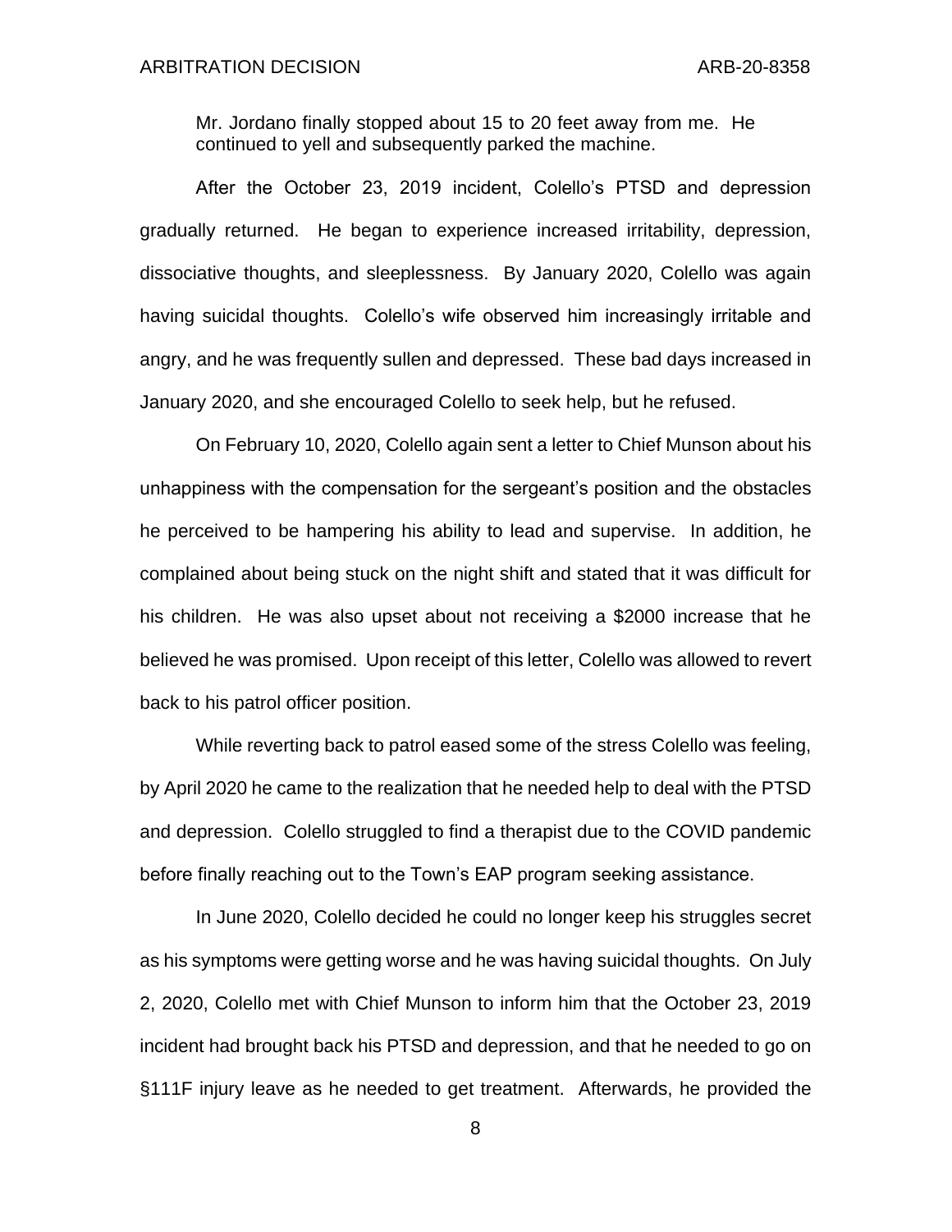> Mr. Jordano finally stopped about 15 to 20 feet away from me. He continued to yell and subsequently parked the machine.

After the October 23, 2019 incident, Colello's PTSD and depression gradually returned. He began to experience increased irritability, depression, dissociative thoughts, and sleeplessness. By January 2020, Colello was again having suicidal thoughts. Colello's wife observed him increasingly irritable and angry, and he was frequently sullen and depressed. These bad days increased in January 2020, and she encouraged Colello to seek help, but he refused.

On February 10, 2020, Colello again sent a letter to Chief Munson about his unhappiness with the compensation for the sergeant's position and the obstacles he perceived to be hampering his ability to lead and supervise. In addition, he complained about being stuck on the night shift and stated that it was difficult for his children. He was also upset about not receiving a $2000 increase that he believed he was promised. Upon receipt of this letter, Colello was allowed to revert back to his patrol officer position.

While reverting back to patrol eased some of the stress Colello was feeling, by April 2020 he came to the realization that he needed help to deal with the PTSD and depression. Colello struggled to find a therapist due to the COVID pandemic before finally reaching out to the Town's EAP program seeking assistance.

In June 2020, Colello decided he could no longer keep his struggles secret as his symptoms were getting worse and he was having suicidal thoughts. On July 2, 2020, Colello met with Chief Munson to inform him that the October 23, 2019 incident had brought back his PTSD and depression, and that he needed to go on §111F injury leave as he needed to get treatment. Afterwards, he provided the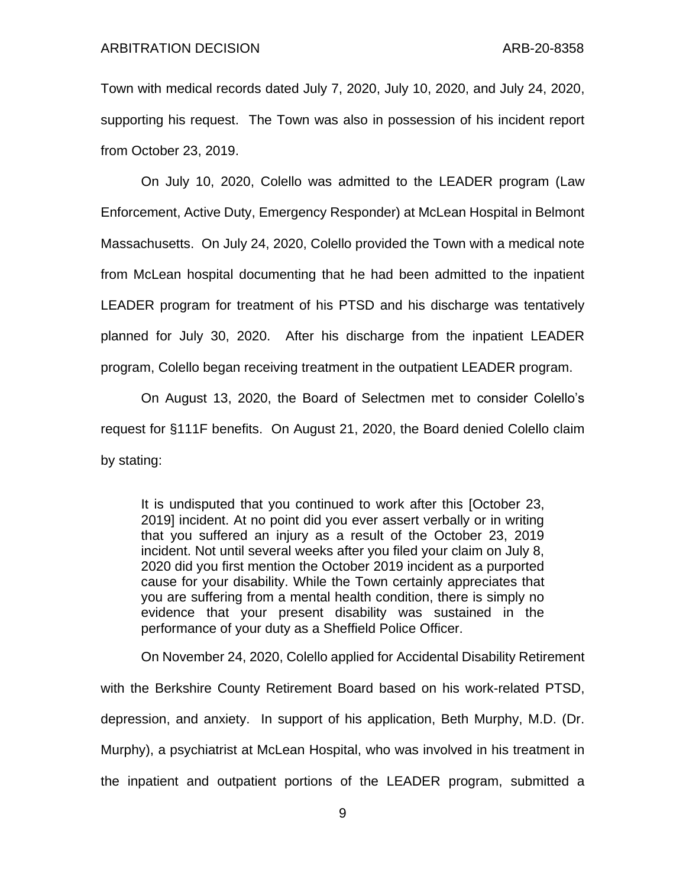Town with medical records dated July 7, 2020, July 10, 2020, and July 24, 2020, supporting his request. The Town was also in possession of his incident report from October 23, 2019.

On July 10, 2020, Colello was admitted to the LEADER program (Law Enforcement, Active Duty, Emergency Responder) at McLean Hospital in Belmont Massachusetts. On July 24, 2020, Colello provided the Town with a medical note from McLean hospital documenting that he had been admitted to the inpatient LEADER program for treatment of his PTSD and his discharge was tentatively planned for July 30, 2020. After his discharge from the inpatient LEADER program, Colello began receiving treatment in the outpatient LEADER program.

On August 13, 2020, the Board of Selectmen met to consider Colello's request for §111F benefits. On August 21, 2020, the Board denied Colello claim by stating:

> It is undisputed that you continued to work after this [October 23, 2019] incident. At no point did you ever assert verbally or in writing that you suffered an injury as a result of the October 23, 2019 incident. Not until several weeks after you filed your claim on July 8, 2020 did you first mention the October 2019 incident as a purported cause for your disability. While the Town certainly appreciates that you are suffering from a mental health condition, there is simply no evidence that your present disability was sustained in the performance of your duty as a Sheffield Police Officer.

On November 24, 2020, Colello applied for Accidental Disability Retirement with the Berkshire County Retirement Board based on his work-related PTSD, depression, and anxiety. In support of his application, Beth Murphy, M.D. (Dr. Murphy), a psychiatrist at McLean Hospital, who was involved in his treatment in the inpatient and outpatient portions of the LEADER program, submitted a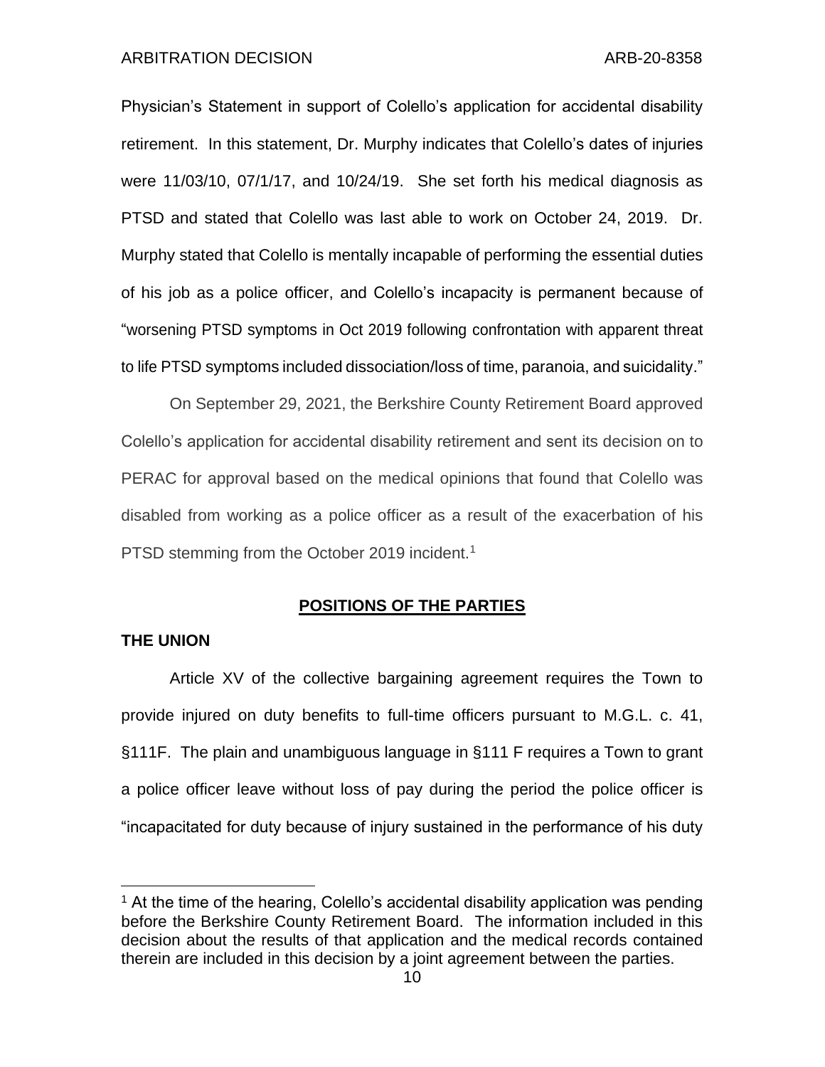Physician's Statement in support of Colello's application for accidental disability retirement. In this statement, Dr. Murphy indicates that Colello's dates of injuries were 11/03/10, 07/1/17, and 10/24/19. She set forth his medical diagnosis as PTSD and stated that Colello was last able to work on October 24, 2019. Dr. Murphy stated that Colello is mentally incapable of performing the essential duties of his job as a police officer, and Colello's incapacity is permanent because of "worsening PTSD symptoms in Oct 2019 following confrontation with apparent threat to life PTSD symptoms included dissociation/loss of time, paranoia, and suicidality."

On September 29, 2021, the Berkshire County Retirement Board approved Colello's application for accidental disability retirement and sent its decision on to PERAC for approval based on the medical opinions that found that Colello was disabled from working as a police officer as a result of the exacerbation of his PTSD stemming from the October 2019 incident.[1]

## POSITIONS OF THE PARTIES

### THE UNION

Article XV of the collective bargaining agreement requires the Town to provide injured on duty benefits to full-time officers pursuant to M.G.L. c. 41, §111F. The plain and unambiguous language in §111 F requires a Town to grant a police officer leave without loss of pay during the period the police officer is "incapacitated for duty because of injury sustained in the performance of his duty

---

[1] At the time of the hearing, Colello's accidental disability application was pending before the Berkshire County Retirement Board. The information included in this decision about the results of that application and the medical records contained therein are included in this decision by a joint agreement between the parties.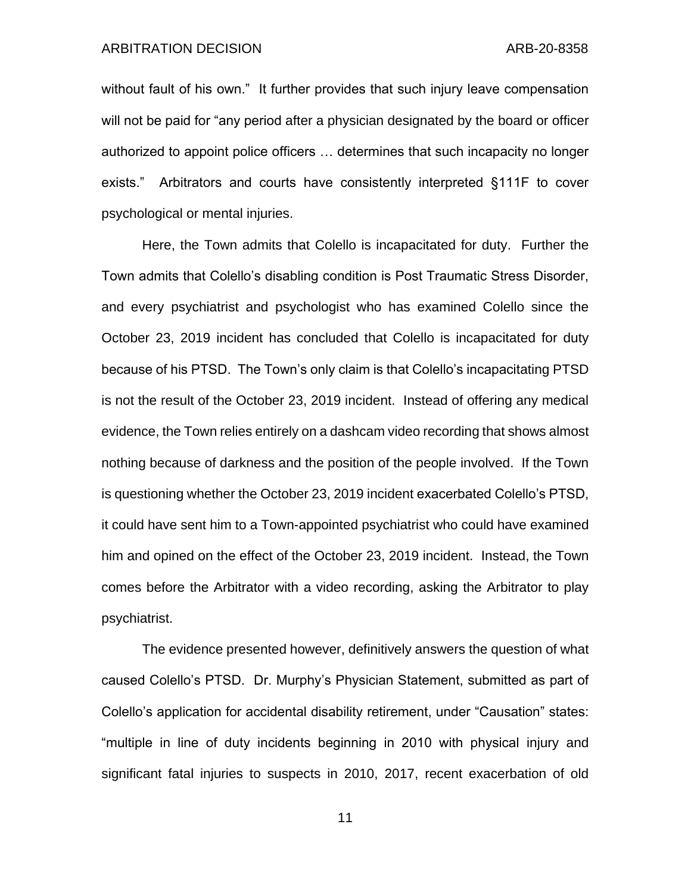without fault of his own." It further provides that such injury leave compensation will not be paid for "any period after a physician designated by the board or officer authorized to appoint police officers … determines that such incapacity no longer exists." Arbitrators and courts have consistently interpreted §111F to cover psychological or mental injuries.

Here, the Town admits that Colello is incapacitated for duty. Further the Town admits that Colello's disabling condition is Post Traumatic Stress Disorder, and every psychiatrist and psychologist who has examined Colello since the October 23, 2019 incident has concluded that Colello is incapacitated for duty because of his PTSD. The Town's only claim is that Colello's incapacitating PTSD is not the result of the October 23, 2019 incident. Instead of offering any medical evidence, the Town relies entirely on a dashcam video recording that shows almost nothing because of darkness and the position of the people involved. If the Town is questioning whether the October 23, 2019 incident exacerbated Colello's PTSD, it could have sent him to a Town-appointed psychiatrist who could have examined him and opined on the effect of the October 23, 2019 incident. Instead, the Town comes before the Arbitrator with a video recording, asking the Arbitrator to play psychiatrist.

The evidence presented however, definitively answers the question of what caused Colello's PTSD. Dr. Murphy's Physician Statement, submitted as part of Colello's application for accidental disability retirement, under "Causation" states: "multiple in line of duty incidents beginning in 2010 with physical injury and significant fatal injuries to suspects in 2010, 2017, recent exacerbation of old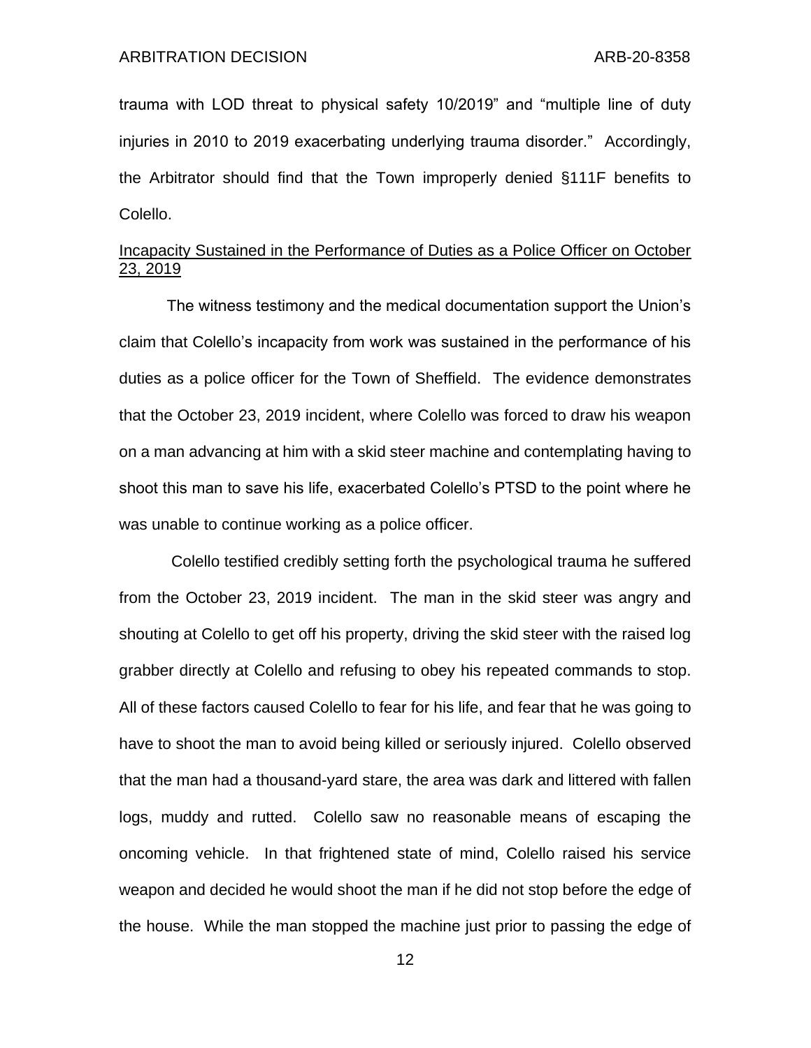trauma with LOD threat to physical safety 10/2019" and "multiple line of duty injuries in 2010 to 2019 exacerbating underlying trauma disorder." Accordingly, the Arbitrator should find that the Town improperly denied §111F benefits to Colello.

<u>Incapacity Sustained in the Performance of Duties as a Police Officer on October 23, 2019</u>

The witness testimony and the medical documentation support the Union's claim that Colello's incapacity from work was sustained in the performance of his duties as a police officer for the Town of Sheffield. The evidence demonstrates that the October 23, 2019 incident, where Colello was forced to draw his weapon on a man advancing at him with a skid steer machine and contemplating having to shoot this man to save his life, exacerbated Colello's PTSD to the point where he was unable to continue working as a police officer.

Colello testified credibly setting forth the psychological trauma he suffered from the October 23, 2019 incident. The man in the skid steer was angry and shouting at Colello to get off his property, driving the skid steer with the raised log grabber directly at Colello and refusing to obey his repeated commands to stop. All of these factors caused Colello to fear for his life, and fear that he was going to have to shoot the man to avoid being killed or seriously injured. Colello observed that the man had a thousand-yard stare, the area was dark and littered with fallen logs, muddy and rutted. Colello saw no reasonable means of escaping the oncoming vehicle. In that frightened state of mind, Colello raised his service weapon and decided he would shoot the man if he did not stop before the edge of the house. While the man stopped the machine just prior to passing the edge of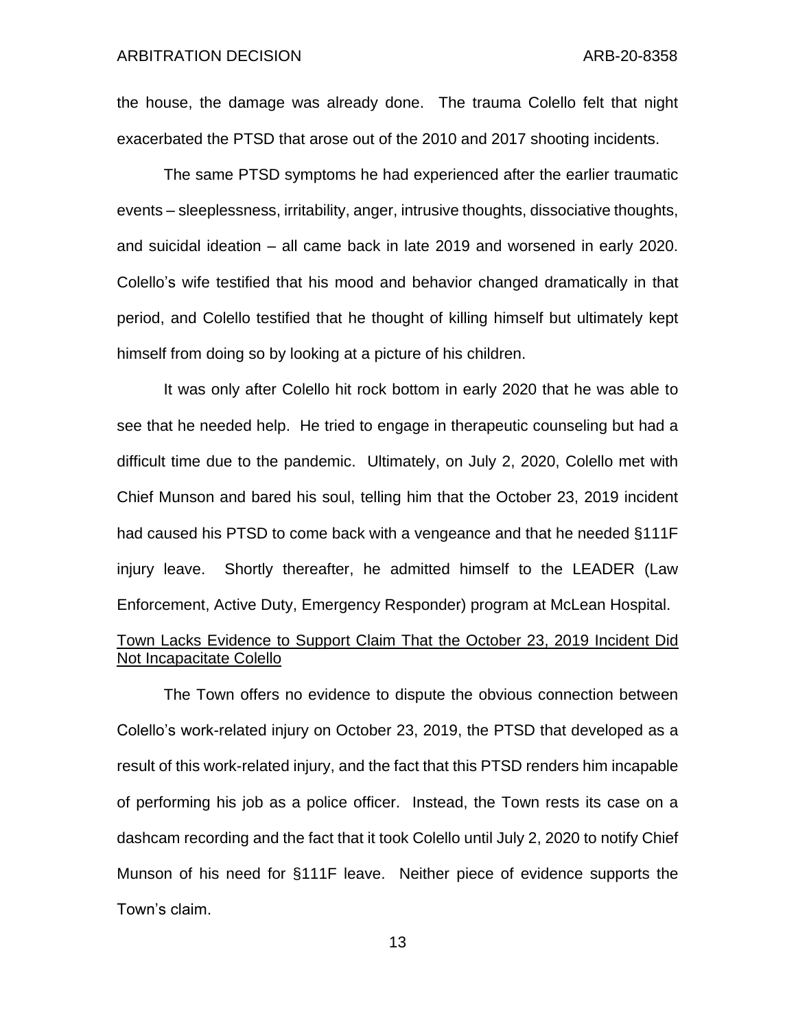the house, the damage was already done. The trauma Colello felt that night exacerbated the PTSD that arose out of the 2010 and 2017 shooting incidents.

The same PTSD symptoms he had experienced after the earlier traumatic events – sleeplessness, irritability, anger, intrusive thoughts, dissociative thoughts, and suicidal ideation – all came back in late 2019 and worsened in early 2020. Colello's wife testified that his mood and behavior changed dramatically in that period, and Colello testified that he thought of killing himself but ultimately kept himself from doing so by looking at a picture of his children.

It was only after Colello hit rock bottom in early 2020 that he was able to see that he needed help. He tried to engage in therapeutic counseling but had a difficult time due to the pandemic. Ultimately, on July 2, 2020, Colello met with Chief Munson and bared his soul, telling him that the October 23, 2019 incident had caused his PTSD to come back with a vengeance and that he needed §111F injury leave. Shortly thereafter, he admitted himself to the LEADER (Law Enforcement, Active Duty, Emergency Responder) program at McLean Hospital.

<u>Town Lacks Evidence to Support Claim That the October 23, 2019 Incident Did Not Incapacitate Colello</u>

The Town offers no evidence to dispute the obvious connection between Colello's work-related injury on October 23, 2019, the PTSD that developed as a result of this work-related injury, and the fact that this PTSD renders him incapable of performing his job as a police officer. Instead, the Town rests its case on a dashcam recording and the fact that it took Colello until July 2, 2020 to notify Chief Munson of his need for §111F leave. Neither piece of evidence supports the Town's claim.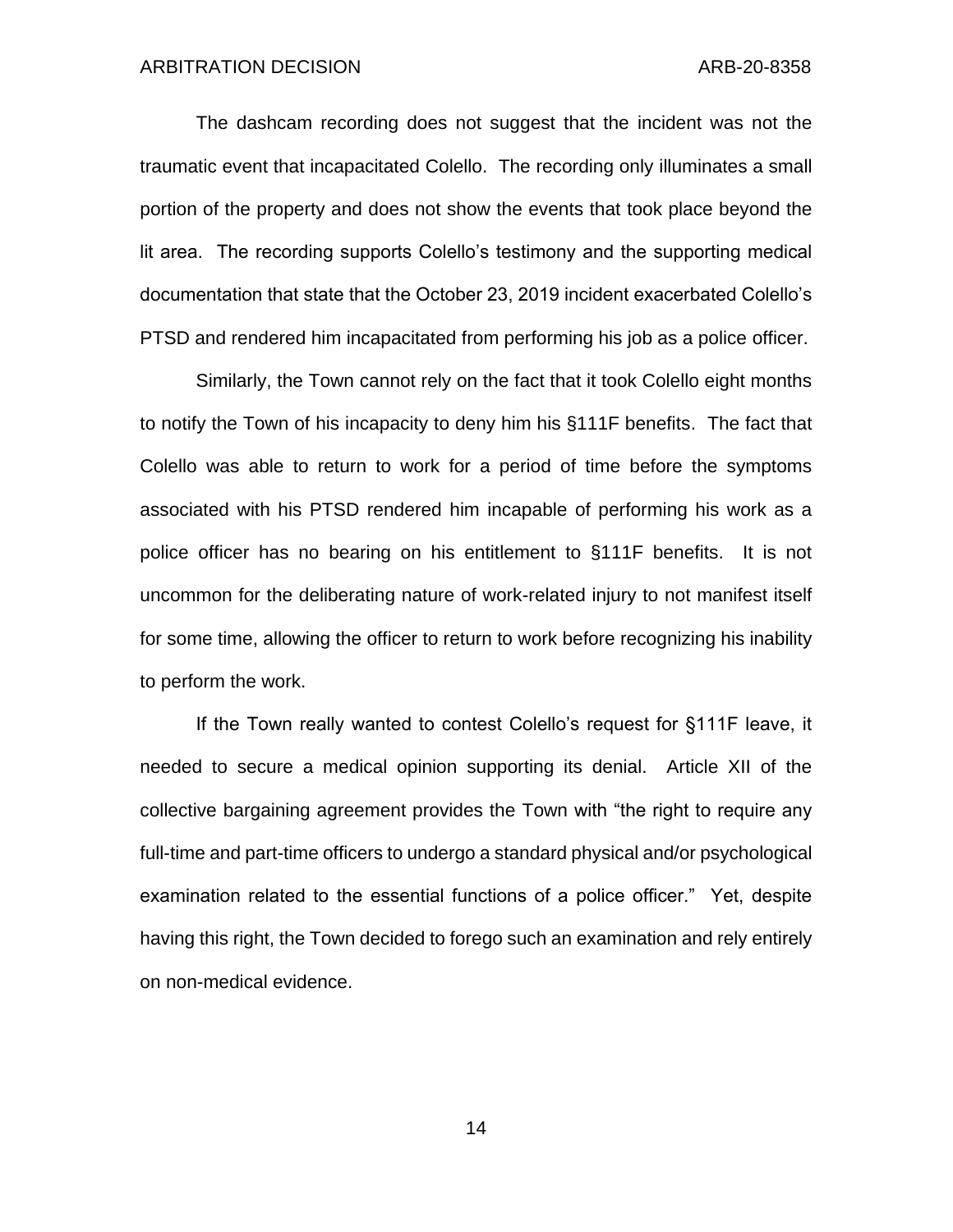The dashcam recording does not suggest that the incident was not the traumatic event that incapacitated Colello. The recording only illuminates a small portion of the property and does not show the events that took place beyond the lit area. The recording supports Colello's testimony and the supporting medical documentation that state that the October 23, 2019 incident exacerbated Colello's PTSD and rendered him incapacitated from performing his job as a police officer.

Similarly, the Town cannot rely on the fact that it took Colello eight months to notify the Town of his incapacity to deny him his §111F benefits. The fact that Colello was able to return to work for a period of time before the symptoms associated with his PTSD rendered him incapable of performing his work as a police officer has no bearing on his entitlement to §111F benefits. It is not uncommon for the deliberating nature of work-related injury to not manifest itself for some time, allowing the officer to return to work before recognizing his inability to perform the work.

If the Town really wanted to contest Colello's request for §111F leave, it needed to secure a medical opinion supporting its denial. Article XII of the collective bargaining agreement provides the Town with "the right to require any full-time and part-time officers to undergo a standard physical and/or psychological examination related to the essential functions of a police officer." Yet, despite having this right, the Town decided to forego such an examination and rely entirely on non-medical evidence.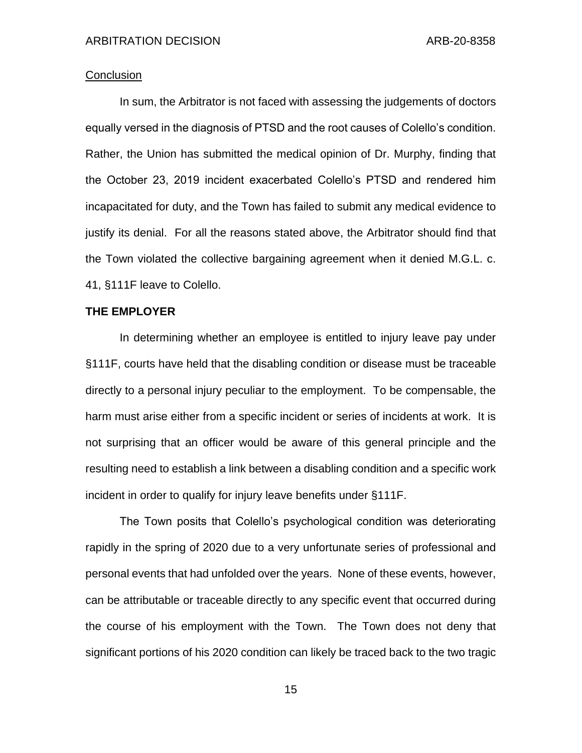<u>Conclusion</u>

In sum, the Arbitrator is not faced with assessing the judgements of doctors equally versed in the diagnosis of PTSD and the root causes of Colello's condition. Rather, the Union has submitted the medical opinion of Dr. Murphy, finding that the October 23, 2019 incident exacerbated Colello's PTSD and rendered him incapacitated for duty, and the Town has failed to submit any medical evidence to justify its denial. For all the reasons stated above, the Arbitrator should find that the Town violated the collective bargaining agreement when it denied M.G.L. c. 41, §111F leave to Colello.

**THE EMPLOYER**

In determining whether an employee is entitled to injury leave pay under §111F, courts have held that the disabling condition or disease must be traceable directly to a personal injury peculiar to the employment. To be compensable, the harm must arise either from a specific incident or series of incidents at work. It is not surprising that an officer would be aware of this general principle and the resulting need to establish a link between a disabling condition and a specific work incident in order to qualify for injury leave benefits under §111F.

The Town posits that Colello's psychological condition was deteriorating rapidly in the spring of 2020 due to a very unfortunate series of professional and personal events that had unfolded over the years. None of these events, however, can be attributable or traceable directly to any specific event that occurred during the course of his employment with the Town. The Town does not deny that significant portions of his 2020 condition can likely be traced back to the two tragic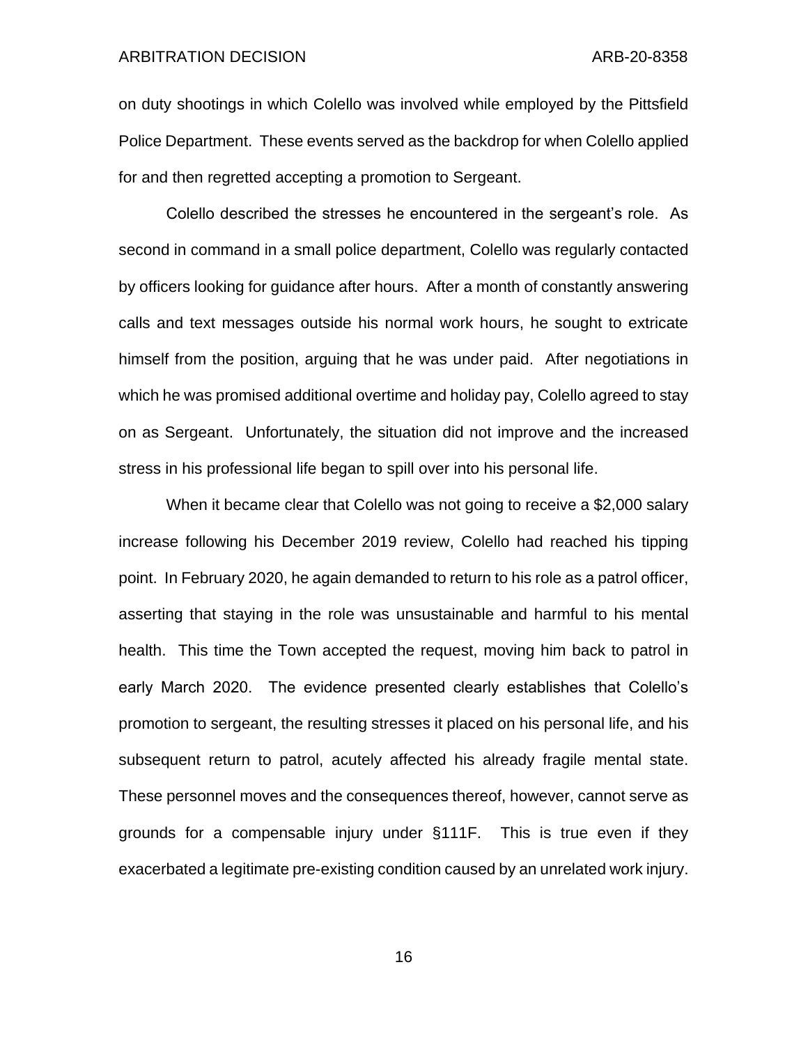on duty shootings in which Colello was involved while employed by the Pittsfield Police Department. These events served as the backdrop for when Colello applied for and then regretted accepting a promotion to Sergeant.

Colello described the stresses he encountered in the sergeant's role. As second in command in a small police department, Colello was regularly contacted by officers looking for guidance after hours. After a month of constantly answering calls and text messages outside his normal work hours, he sought to extricate himself from the position, arguing that he was under paid. After negotiations in which he was promised additional overtime and holiday pay, Colello agreed to stay on as Sergeant. Unfortunately, the situation did not improve and the increased stress in his professional life began to spill over into his personal life.

When it became clear that Colello was not going to receive a $2,000 salary increase following his December 2019 review, Colello had reached his tipping point. In February 2020, he again demanded to return to his role as a patrol officer, asserting that staying in the role was unsustainable and harmful to his mental health. This time the Town accepted the request, moving him back to patrol in early March 2020. The evidence presented clearly establishes that Colello's promotion to sergeant, the resulting stresses it placed on his personal life, and his subsequent return to patrol, acutely affected his already fragile mental state. These personnel moves and the consequences thereof, however, cannot serve as grounds for a compensable injury under §111F. This is true even if they exacerbated a legitimate pre-existing condition caused by an unrelated work injury.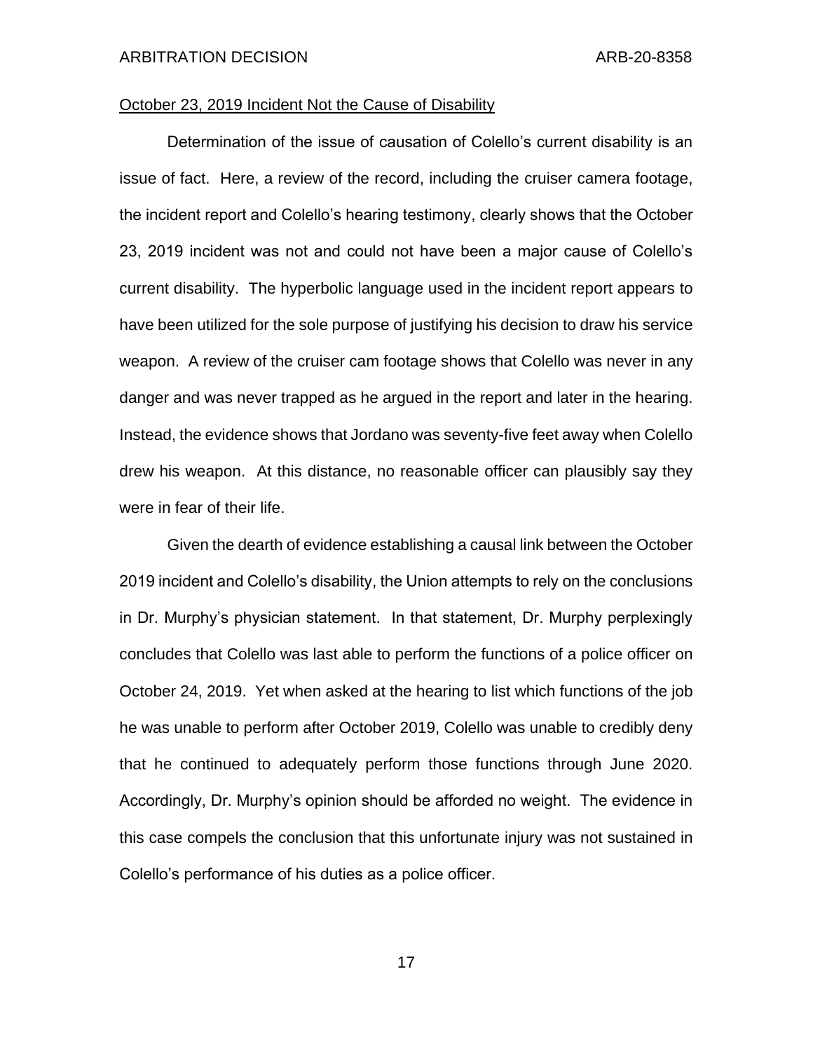<u>October 23, 2019 Incident Not the Cause of Disability</u>

Determination of the issue of causation of Colello's current disability is an issue of fact. Here, a review of the record, including the cruiser camera footage, the incident report and Colello's hearing testimony, clearly shows that the October 23, 2019 incident was not and could not have been a major cause of Colello's current disability. The hyperbolic language used in the incident report appears to have been utilized for the sole purpose of justifying his decision to draw his service weapon. A review of the cruiser cam footage shows that Colello was never in any danger and was never trapped as he argued in the report and later in the hearing. Instead, the evidence shows that Jordano was seventy-five feet away when Colello drew his weapon. At this distance, no reasonable officer can plausibly say they were in fear of their life.

Given the dearth of evidence establishing a causal link between the October 2019 incident and Colello's disability, the Union attempts to rely on the conclusions in Dr. Murphy's physician statement. In that statement, Dr. Murphy perplexingly concludes that Colello was last able to perform the functions of a police officer on October 24, 2019. Yet when asked at the hearing to list which functions of the job he was unable to perform after October 2019, Colello was unable to credibly deny that he continued to adequately perform those functions through June 2020. Accordingly, Dr. Murphy's opinion should be afforded no weight. The evidence in this case compels the conclusion that this unfortunate injury was not sustained in Colello's performance of his duties as a police officer.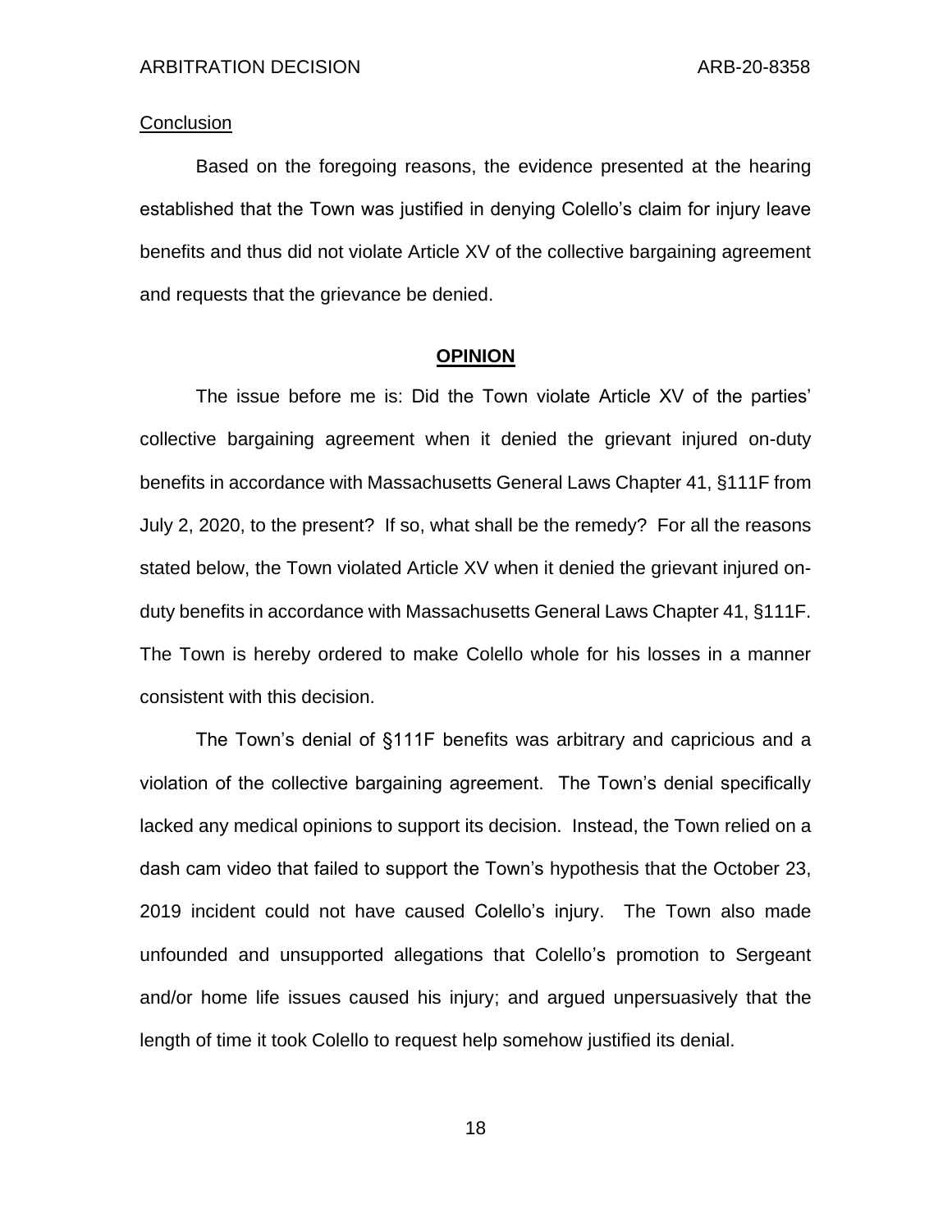Conclusion

Based on the foregoing reasons, the evidence presented at the hearing established that the Town was justified in denying Colello's claim for injury leave benefits and thus did not violate Article XV of the collective bargaining agreement and requests that the grievance be denied.

## OPINION

The issue before me is: Did the Town violate Article XV of the parties' collective bargaining agreement when it denied the grievant injured on-duty benefits in accordance with Massachusetts General Laws Chapter 41, §111F from July 2, 2020, to the present? If so, what shall be the remedy? For all the reasons stated below, the Town violated Article XV when it denied the grievant injured on-duty benefits in accordance with Massachusetts General Laws Chapter 41, §111F. The Town is hereby ordered to make Colello whole for his losses in a manner consistent with this decision.

The Town's denial of §111F benefits was arbitrary and capricious and a violation of the collective bargaining agreement. The Town's denial specifically lacked any medical opinions to support its decision. Instead, the Town relied on a dash cam video that failed to support the Town's hypothesis that the October 23, 2019 incident could not have caused Colello's injury. The Town also made unfounded and unsupported allegations that Colello's promotion to Sergeant and/or home life issues caused his injury; and argued unpersuasively that the length of time it took Colello to request help somehow justified its denial.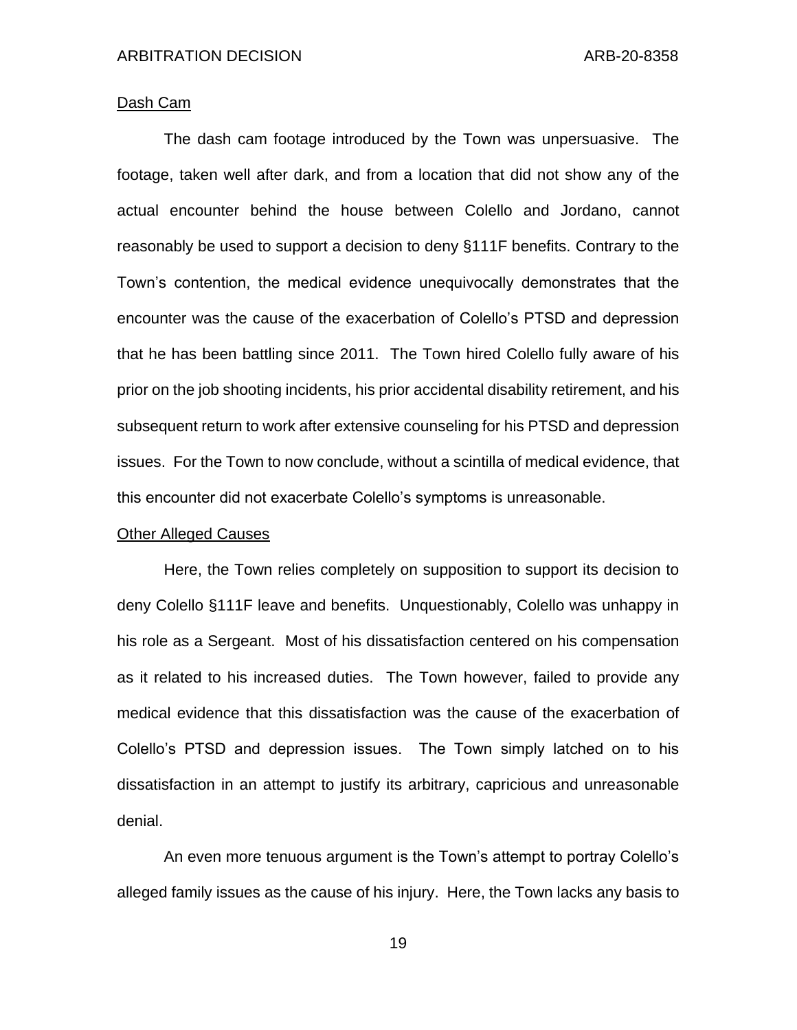Dash Cam

The dash cam footage introduced by the Town was unpersuasive. The footage, taken well after dark, and from a location that did not show any of the actual encounter behind the house between Colello and Jordano, cannot reasonably be used to support a decision to deny §111F benefits. Contrary to the Town's contention, the medical evidence unequivocally demonstrates that the encounter was the cause of the exacerbation of Colello's PTSD and depression that he has been battling since 2011. The Town hired Colello fully aware of his prior on the job shooting incidents, his prior accidental disability retirement, and his subsequent return to work after extensive counseling for his PTSD and depression issues. For the Town to now conclude, without a scintilla of medical evidence, that this encounter did not exacerbate Colello's symptoms is unreasonable.

Other Alleged Causes

Here, the Town relies completely on supposition to support its decision to deny Colello §111F leave and benefits. Unquestionably, Colello was unhappy in his role as a Sergeant. Most of his dissatisfaction centered on his compensation as it related to his increased duties. The Town however, failed to provide any medical evidence that this dissatisfaction was the cause of the exacerbation of Colello's PTSD and depression issues. The Town simply latched on to his dissatisfaction in an attempt to justify its arbitrary, capricious and unreasonable denial.

An even more tenuous argument is the Town's attempt to portray Colello's alleged family issues as the cause of his injury. Here, the Town lacks any basis to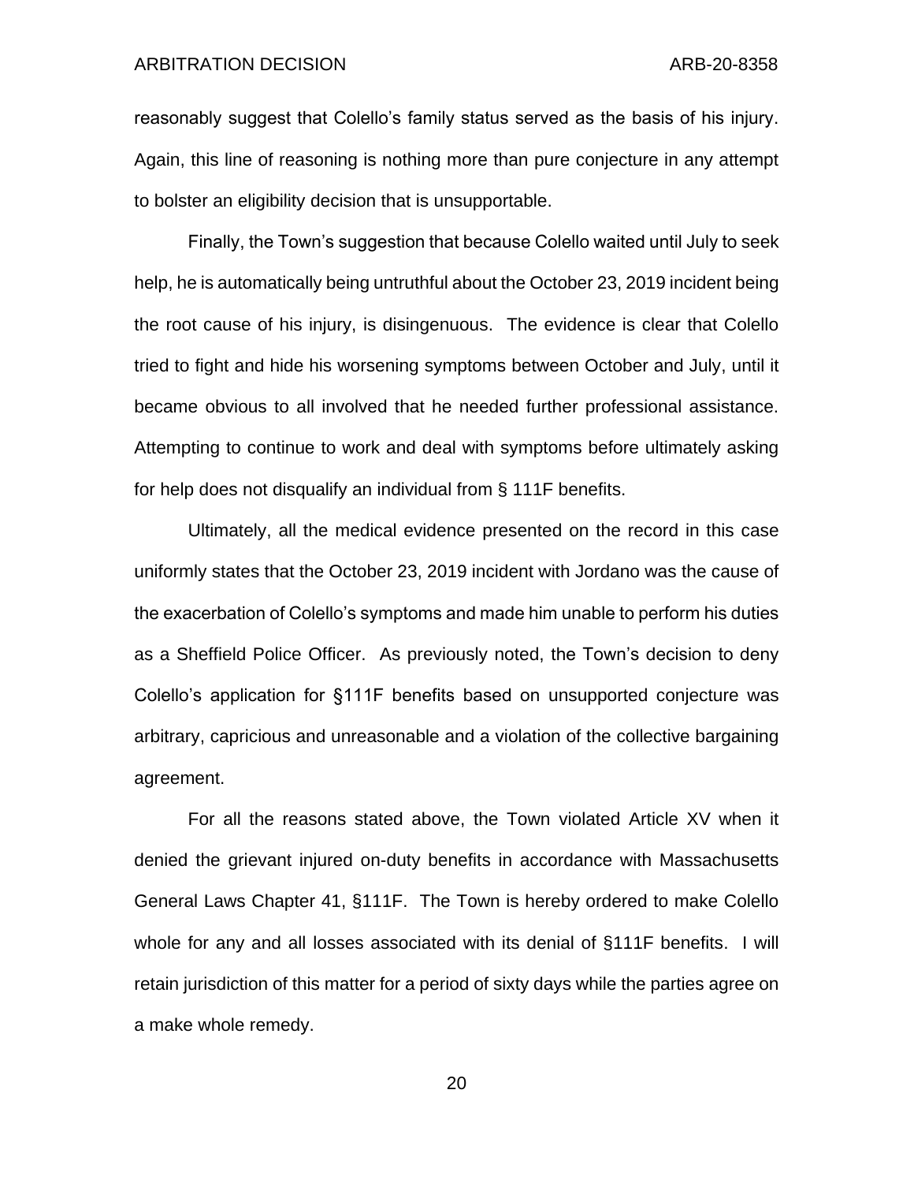reasonably suggest that Colello's family status served as the basis of his injury. Again, this line of reasoning is nothing more than pure conjecture in any attempt to bolster an eligibility decision that is unsupportable.

Finally, the Town's suggestion that because Colello waited until July to seek help, he is automatically being untruthful about the October 23, 2019 incident being the root cause of his injury, is disingenuous. The evidence is clear that Colello tried to fight and hide his worsening symptoms between October and July, until it became obvious to all involved that he needed further professional assistance. Attempting to continue to work and deal with symptoms before ultimately asking for help does not disqualify an individual from § 111F benefits.

Ultimately, all the medical evidence presented on the record in this case uniformly states that the October 23, 2019 incident with Jordano was the cause of the exacerbation of Colello's symptoms and made him unable to perform his duties as a Sheffield Police Officer. As previously noted, the Town's decision to deny Colello's application for §111F benefits based on unsupported conjecture was arbitrary, capricious and unreasonable and a violation of the collective bargaining agreement.

For all the reasons stated above, the Town violated Article XV when it denied the grievant injured on-duty benefits in accordance with Massachusetts General Laws Chapter 41, §111F. The Town is hereby ordered to make Colello whole for any and all losses associated with its denial of §111F benefits. I will retain jurisdiction of this matter for a period of sixty days while the parties agree on a make whole remedy.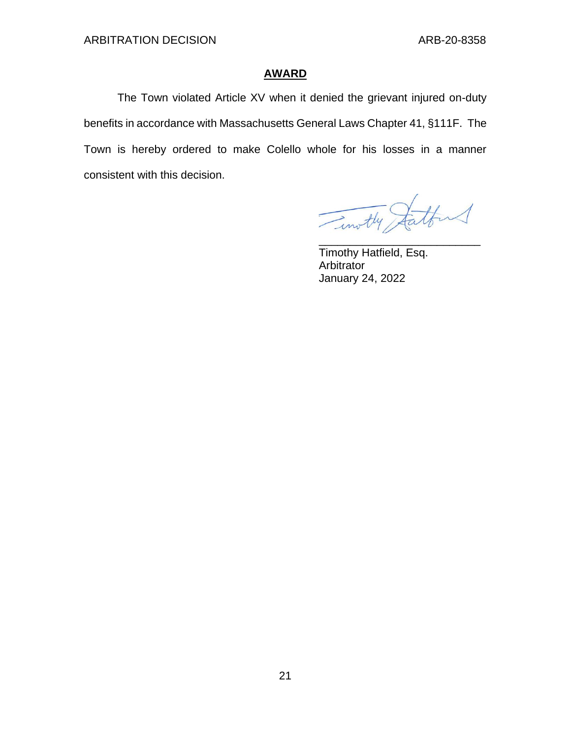## AWARD

The Town violated Article XV when it denied the grievant injured on-duty benefits in accordance with Massachusetts General Laws Chapter 41, §111F. The Town is hereby ordered to make Colello whole for his losses in a manner consistent with this decision.

\_\_\_\_\_\_\_\_\_\_\_\_\_\_\_\_\_\_\_\_\_\_\_\_\_\_

Timothy Hatfield, Esq.
Arbitrator
January 24, 2022